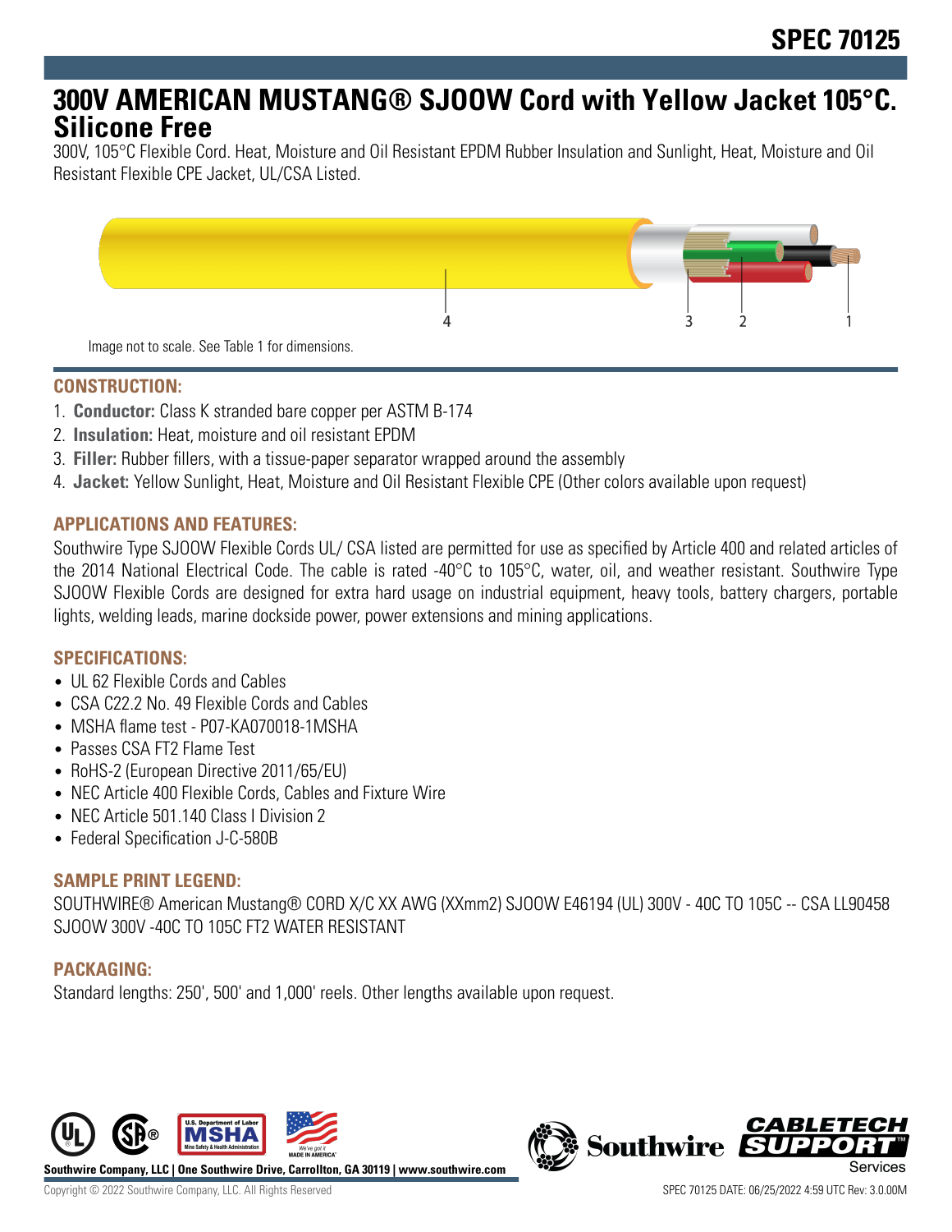# SPEC 70125

## 300V AMERICAN MUSTANG® SJOOW Cord with Yellow Jacket 105°C. Silicone Free

300V, 105°C Flexible Cord. Heat, Moisture and Oil Resistant EPDM Rubber Insulation and Sunlight, Heat, Moisture and Oil Resistant Flexible CPE Jacket, UL/CSA Listed.

Image not to scale. See Table 1 for dimensions.

### CONSTRUCTION:

1. **Conductor:** Class K stranded bare copper per ASTM B-174
2. **Insulation:** Heat, moisture and oil resistant EPDM
3. **Filler:** Rubber fillers, with a tissue-paper separator wrapped around the assembly
4. **Jacket:** Yellow Sunlight, Heat, Moisture and Oil Resistant Flexible CPE (Other colors available upon request)

### APPLICATIONS AND FEATURES:

Southwire Type SJOOW Flexible Cords UL/ CSA listed are permitted for use as specified by Article 400 and related articles of the 2014 National Electrical Code. The cable is rated -40°C to 105°C, water, oil, and weather resistant. Southwire Type SJOOW Flexible Cords are designed for extra hard usage on industrial equipment, heavy tools, battery chargers, portable lights, welding leads, marine dockside power, power extensions and mining applications.

### SPECIFICATIONS:

- UL 62 Flexible Cords and Cables
- CSA C22.2 No. 49 Flexible Cords and Cables
- MSHA flame test - P07-KA070018-1MSHA
- Passes CSA FT2 Flame Test
- RoHS-2 (European Directive 2011/65/EU)
- NEC Article 400 Flexible Cords, Cables and Fixture Wire
- NEC Article 501.140 Class I Division 2
- Federal Specification J-C-580B

### SAMPLE PRINT LEGEND:

SOUTHWIRE® American Mustang® CORD X/C XX AWG (XXmm2) SJOOW E46194 (UL) 300V - 40C TO 105C -- CSA LL90458 SJOOW 300V -40C TO 105C FT2 WATER RESISTANT

### PACKAGING:

Standard lengths: 250', 500' and 1,000' reels. Other lengths available upon request.

Southwire Company, LLC | One Southwire Drive, Carrollton, GA 30119 | www.southwire.com

Copyright © 2022 Southwire Company, LLC. All Rights Reserved

SPEC 70125 DATE: 06/25/2022 4:59 UTC Rev: 3.0.00M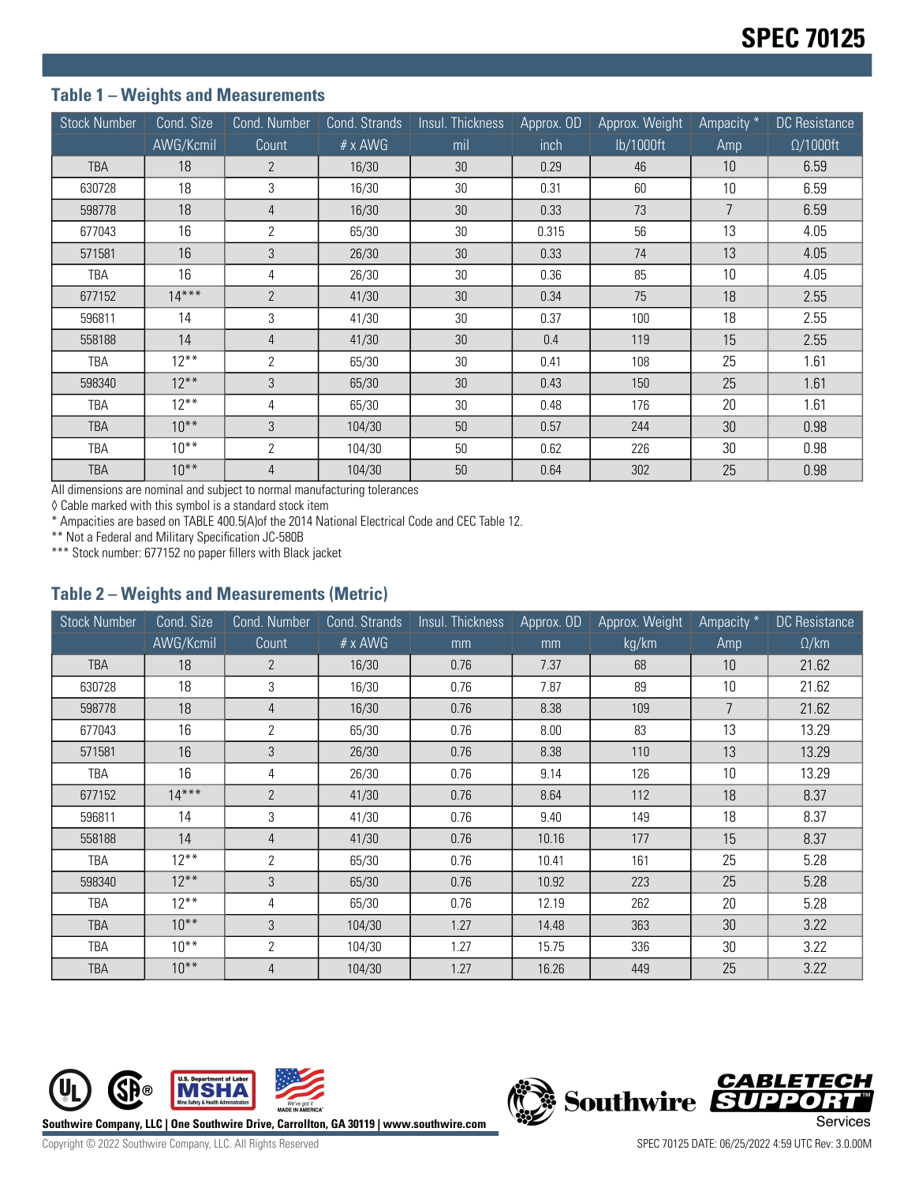# SPEC 70125

## Table 1 – Weights and Measurements

| Stock Number | Cond. Size | Cond. Number | Cond. Strands | Insul. Thickness | Approx. OD | Approx. Weight | Ampacity * | DC Resistance |
|---|---|---|---|---|---|---|---|---|
| | AWG/Kcmil | Count | # x AWG | mil | inch | lb/1000ft | Amp | Ω/1000ft |
| TBA | 18 | 2 | 16/30 | 30 | 0.29 | 46 | 10 | 6.59 |
| 630728 | 18 | 3 | 16/30 | 30 | 0.31 | 60 | 10 | 6.59 |
| 598778 | 18 | 4 | 16/30 | 30 | 0.33 | 73 | 7 | 6.59 |
| 677043 | 16 | 2 | 65/30 | 30 | 0.315 | 56 | 13 | 4.05 |
| 571581 | 16 | 3 | 26/30 | 30 | 0.33 | 74 | 13 | 4.05 |
| TBA | 16 | 4 | 26/30 | 30 | 0.36 | 85 | 10 | 4.05 |
| 677152 | 14*** | 2 | 41/30 | 30 | 0.34 | 75 | 18 | 2.55 |
| 596811 | 14 | 3 | 41/30 | 30 | 0.37 | 100 | 18 | 2.55 |
| 558188 | 14 | 4 | 41/30 | 30 | 0.4 | 119 | 15 | 2.55 |
| TBA | 12** | 2 | 65/30 | 30 | 0.41 | 108 | 25 | 1.61 |
| 598340 | 12** | 3 | 65/30 | 30 | 0.43 | 150 | 25 | 1.61 |
| TBA | 12** | 4 | 65/30 | 30 | 0.48 | 176 | 20 | 1.61 |
| TBA | 10** | 3 | 104/30 | 50 | 0.57 | 244 | 30 | 0.98 |
| TBA | 10** | 2 | 104/30 | 50 | 0.62 | 226 | 30 | 0.98 |
| TBA | 10** | 4 | 104/30 | 50 | 0.64 | 302 | 25 | 0.98 |

All dimensions are nominal and subject to normal manufacturing tolerances

◊ Cable marked with this symbol is a standard stock item

* Ampacities are based on TABLE 400.5(A)of the 2014 National Electrical Code and CEC Table 12.

** Not a Federal and Military Specification JC-580B

*** Stock number: 677152 no paper fillers with Black jacket

## Table 2 – Weights and Measurements (Metric)

| Stock Number | Cond. Size | Cond. Number | Cond. Strands | Insul. Thickness | Approx. OD | Approx. Weight | Ampacity * | DC Resistance |
|---|---|---|---|---|---|---|---|---|
| | AWG/Kcmil | Count | # x AWG | mm | mm | kg/km | Amp | Ω/km |
| TBA | 18 | 2 | 16/30 | 0.76 | 7.37 | 68 | 10 | 21.62 |
| 630728 | 18 | 3 | 16/30 | 0.76 | 7.87 | 89 | 10 | 21.62 |
| 598778 | 18 | 4 | 16/30 | 0.76 | 8.38 | 109 | 7 | 21.62 |
| 677043 | 16 | 2 | 65/30 | 0.76 | 8.00 | 83 | 13 | 13.29 |
| 571581 | 16 | 3 | 26/30 | 0.76 | 8.38 | 110 | 13 | 13.29 |
| TBA | 16 | 4 | 26/30 | 0.76 | 9.14 | 126 | 10 | 13.29 |
| 677152 | 14*** | 2 | 41/30 | 0.76 | 8.64 | 112 | 18 | 8.37 |
| 596811 | 14 | 3 | 41/30 | 0.76 | 9.40 | 149 | 18 | 8.37 |
| 558188 | 14 | 4 | 41/30 | 0.76 | 10.16 | 177 | 15 | 8.37 |
| TBA | 12** | 2 | 65/30 | 0.76 | 10.41 | 161 | 25 | 5.28 |
| 598340 | 12** | 3 | 65/30 | 0.76 | 10.92 | 223 | 25 | 5.28 |
| TBA | 12** | 4 | 65/30 | 0.76 | 12.19 | 262 | 20 | 5.28 |
| TBA | 10** | 3 | 104/30 | 1.27 | 14.48 | 363 | 30 | 3.22 |
| TBA | 10** | 2 | 104/30 | 1.27 | 15.75 | 336 | 30 | 3.22 |
| TBA | 10** | 4 | 104/30 | 1.27 | 16.26 | 449 | 25 | 3.22 |

Southwire Company, LLC | One Southwire Drive, Carrollton, GA 30119 | www.southwire.com

Copyright © 2022 Southwire Company, LLC. All Rights Reserved

SPEC 70125 DATE: 06/25/2022 4:59 UTC Rev: 3.0.00M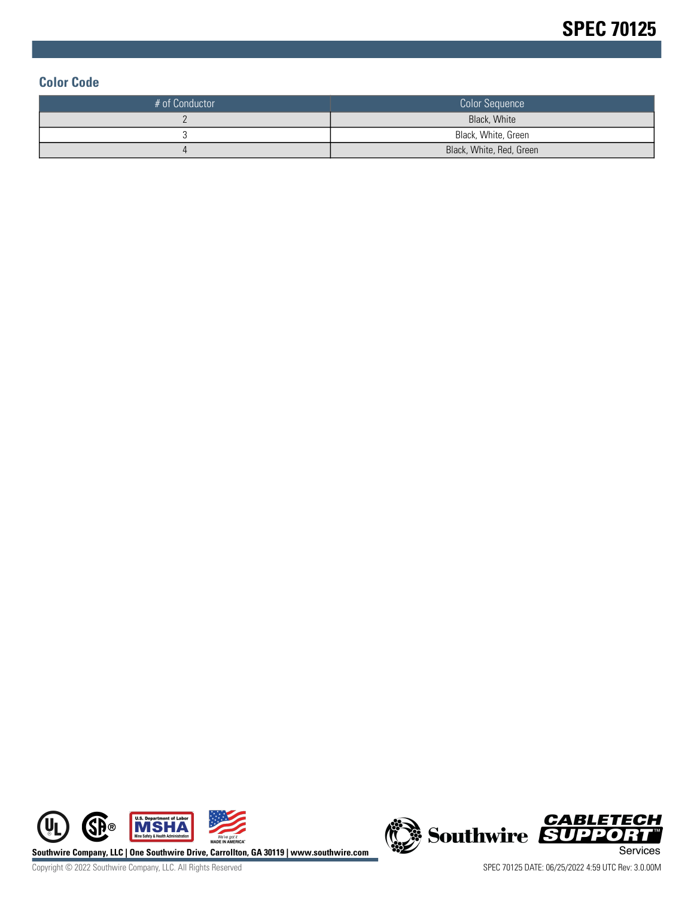## Color Code

| # of Conductor | Color Sequence |
| --- | --- |
| 2 | Black, White |
| 3 | Black, White, Green |
| 4 | Black, White, Red, Green |

Southwire Company, LLC | One Southwire Drive, Carrollton, GA 30119 | www.southwire.com

Copyright © 2022 Southwire Company, LLC. All Rights Reserved

SPEC 70125 DATE: 06/25/2022 4:59 UTC Rev: 3.0.00M